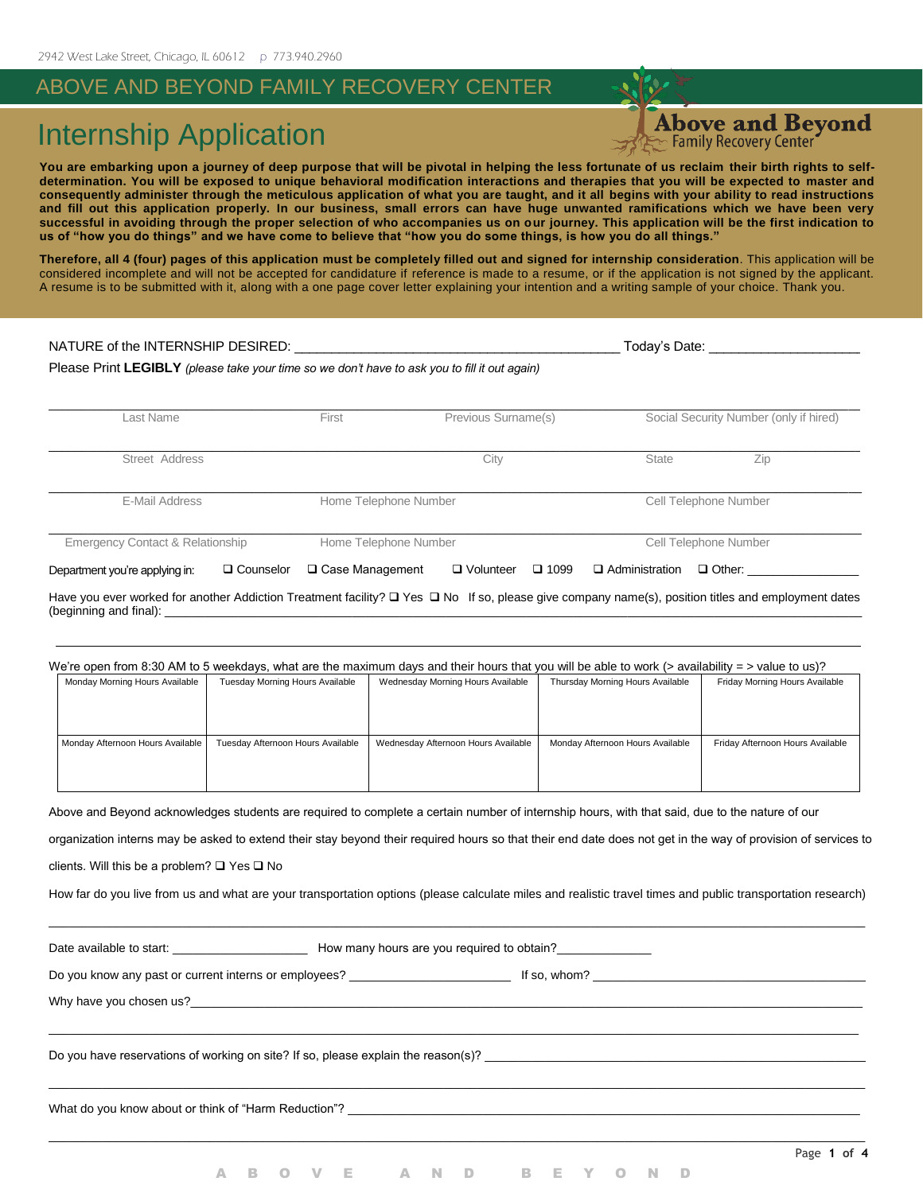2942 West Lake Street, Chicago, IL 60612 p 773.940.2960

# ABOVE AND BEYOND FAMILY RECOVERY CENTER

## Internship Application

**You are embarking upon a journey of deep purpose that will be pivotal in helping the less fortunate of us reclaim their birth rights to self-determination. You will be exposed to unique behavioral modification interactions and therapies that you will be expected to master and consequently administer through the meticulous application of what you are taught, and it all begins with your ability to read instructions and fill out this application properly. In our business, small errors can have huge unwanted ramifications which we have been very successful in avoiding through the proper selection of who accompanies us on our journey. This application will be the first indication to us of "how you do things" and we have come to believe that "how you do some things, is how you do all things."**

**Therefore, all 4 (four) pages of this application must be completely filled out and signed for internship consideration**. This application will be considered incomplete and will not be accepted for candidature if reference is made to a resume, or if the application is not signed by the applicant. A resume is to be submitted with it, along with a one page cover letter explaining your intention and a writing sample of your choice. Thank you.

NATURE of the INTERNSHIP DESIRED: ___________________________________________ Today's Date: ____________________

Please Print **LEGIBLY** *(please take your time so we don't have to ask you to fill it out again)*

Last Name | First | Previous Surname(s) | Social Security Number (only if hired)

Street Address | City | State | Zip

E-Mail Address | Home Telephone Number | Cell Telephone Number

Emergency Contact & Relationship | Home Telephone Number | Cell Telephone Number

Department you're applying in: ❑ Counselor ❑ Case Management ❑ Volunteer ❑ 1099 ❑ Administration ❑ Other: ________________

Have you ever worked for another Addiction Treatment facility? ❑ Yes ❑ No If so, please give company name(s), position titles and employment dates (beginning and final): ______________________________________________

______________________________________________

We're open from 8:30 AM to 5 weekdays, what are the maximum days and their hours that you will be able to work (> availability = > value to us)?

| Monday Morning Hours Available | Tuesday Morning Hours Available | Wednesday Morning Hours Available | Thursday Morning Hours Available | Friday Morning Hours Available |
|---|---|---|---|---|
| | | | | |
| Monday Afternoon Hours Available | Tuesday Afternoon Hours Available | Wednesday Afternoon Hours Available | Monday Afternoon Hours Available | Friday Afternoon Hours Available |
| | | | | |

Above and Beyond acknowledges students are required to complete a certain number of internship hours, with that said, due to the nature of our organization interns may be asked to extend their stay beyond their required hours so that their end date does not get in the way of provision of services to clients. Will this be a problem? ❑ Yes ❑ No

How far do you live from us and what are your transportation options (please calculate miles and realistic travel times and public transportation research)

______________________________________________

Date available to start: ____________________ How many hours are you required to obtain?______________

Do you know any past or current interns or employees? ________________________ If so, whom? ______________________

Why have you chosen us?______________________________________________

______________________________________________

Do you have reservations of working on site? If so, please explain the reason(s)? ______________________

______________________________________________

What do you know about or think of "Harm Reduction"? ______________________________________________

______________________________________________

A B O V E A N D B E Y O N D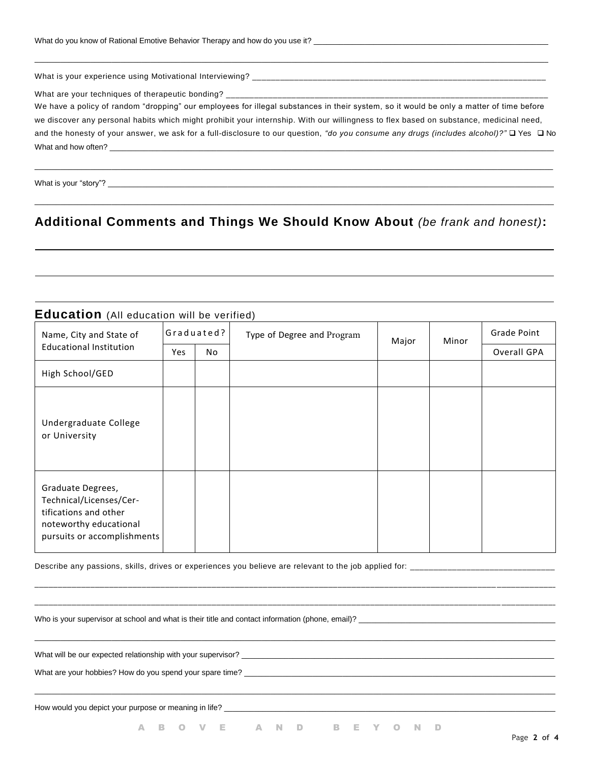What do you know of Rational Emotive Behavior Therapy and how do you use it? ____________________________________________

______________________________________________________________________________________________

What is your experience using Motivational Interviewing? ____________________________________________________

What are your techniques of therapeutic bonding? ____________________________________________________

We have a policy of random "dropping" our employees for illegal substances in their system, so it would be only a matter of time before we discover any personal habits which might prohibit your internship. With our willingness to flex based on substance, medicinal need, and the honesty of your answer, we ask for a full-disclosure to our question, *"do you consume any drugs (includes alcohol)?"* ❑ Yes ❑ No

What and how often? ______________________________________________________________________________

______________________________________________________________________________________________

What is your "story"? ______________________________________________________________________________

______________________________________________________________________________________________

## Additional Comments and Things We Should Know About *(be frank and honest)*:

______________________________________________________________________________________________

______________________________________________________________________________________________

______________________________________________________________________________________________

## Education (All education will be verified)

| Name, City and State of Educational Institution | Graduated? | | Type of Degree and Program | Major | Minor | Grade Point |
|---|---|---|---|---|---|---|
| | Yes | No | | | | Overall GPA |
| High School/GED | | | | | | |
| Undergraduate College or University | | | | | | |
| Graduate Degrees, Technical/Licenses/Certifications and other noteworthy educational pursuits or accomplishments | | | | | | |

Describe any passions, skills, drives or experiences you believe are relevant to the job applied for: ______________________

______________________________________________________________________________________________

______________________________________________________________________________________________

Who is your supervisor at school and what is their title and contact information (phone, email)? ______________________

______________________________________________________________________________________________

What will be our expected relationship with your supervisor? ____________________________________________

What are your hobbies? How do you spend your spare time? ____________________________________________

______________________________________________________________________________________________

How would you depict your purpose or meaning in life? ____________________________________________

A B O V E A N D B E Y O N D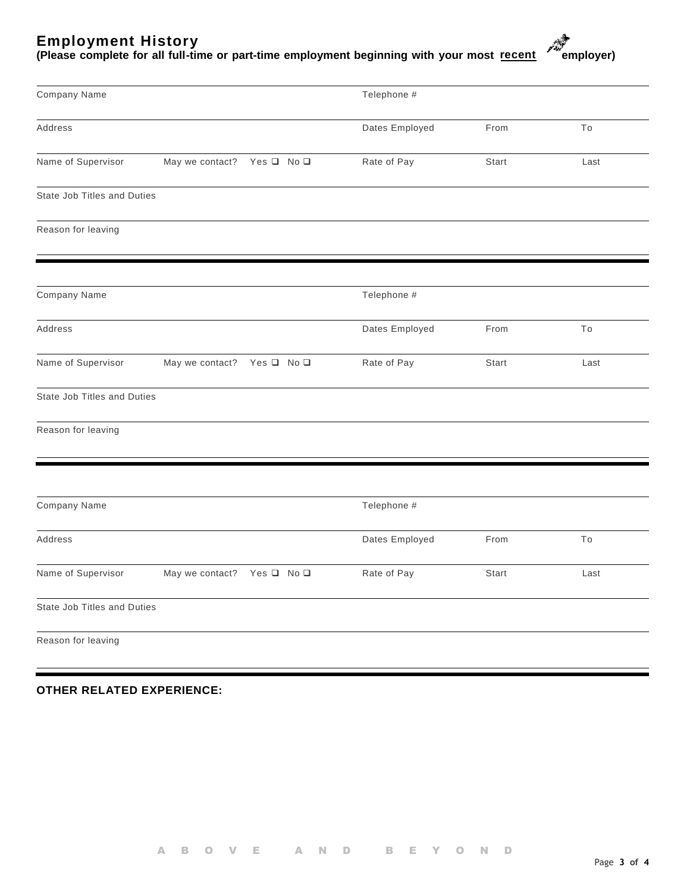## Employment History

**(Please complete for all full-time or part-time employment beginning with your most recent employer)**

| | | | | |
|---|---|---|---|---|
| Company Name | | Telephone # | | |
| Address | | Dates Employed | From | To |
| Name of Supervisor | May we contact? Yes ❑ No ❑ | Rate of Pay | Start | Last |
| State Job Titles and Duties | | | | |
| Reason for leaving | | | | |

| | | | | |
|---|---|---|---|---|
| Company Name | | Telephone # | | |
| Address | | Dates Employed | From | To |
| Name of Supervisor | May we contact? Yes ❑ No ❑ | Rate of Pay | Start | Last |
| State Job Titles and Duties | | | | |
| Reason for leaving | | | | |

| | | | | |
|---|---|---|---|---|
| Company Name | | Telephone # | | |
| Address | | Dates Employed | From | To |
| Name of Supervisor | May we contact? Yes ❑ No ❑ | Rate of Pay | Start | Last |
| State Job Titles and Duties | | | | |
| Reason for leaving | | | | |

**OTHER RELATED EXPERIENCE:**

A B O V E A N D B E Y O N D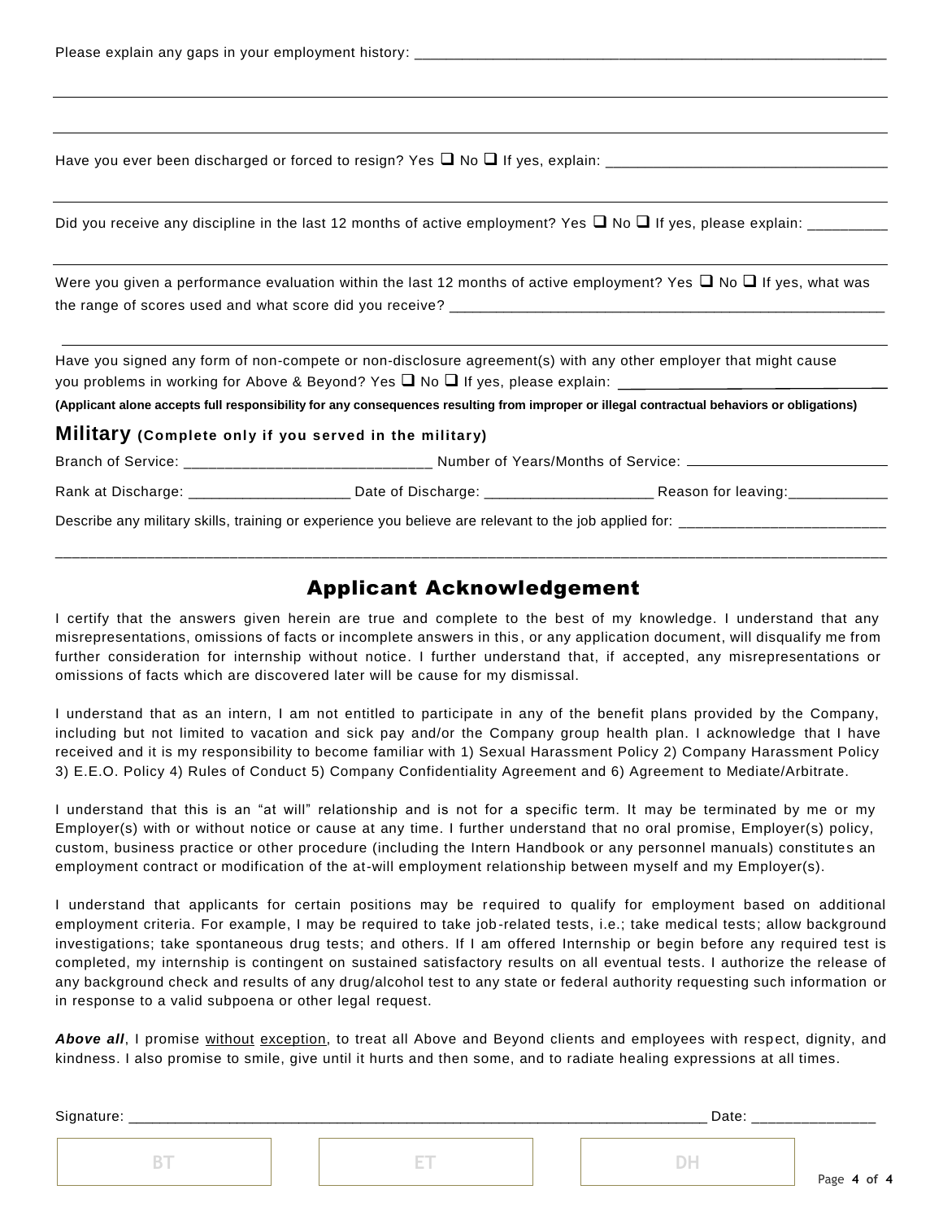Please explain any gaps in your employment history: ___________________________________________________________

___________________________________________________________________________________________________

___________________________________________________________________________________________________

Have you ever been discharged or forced to resign? Yes ❑ No ❑ If yes, explain: __________________________________

___________________________________________________________________________________________________

Did you receive any discipline in the last 12 months of active employment? Yes ❑ No ❑ If yes, please explain: __________

___________________________________________________________________________________________________

Were you given a performance evaluation within the last 12 months of active employment? Yes ❑ No ❑ If yes, what was the range of scores used and what score did you receive? _______________________________________________________

___________________________________________________________________________________________________

Have you signed any form of non-compete or non-disclosure agreement(s) with any other employer that might cause you problems in working for Above & Beyond? Yes ❑ No ❑ If yes, please explain: ___________________________________

**(Applicant alone accepts full responsibility for any consequences resulting from improper or illegal contractual behaviors or obligations)**

## Military (Complete only if you served in the military)

Branch of Service: ______________________________ Number of Years/Months of Service: ___________________________

Rank at Discharge: ___________________ Date of Discharge: ____________________ Reason for leaving: ____________

Describe any military skills, training or experience you believe are relevant to the job applied for: _________________________

___________________________________________________________________________________________________

## Applicant Acknowledgement

I certify that the answers given herein are true and complete to the best of my knowledge. I understand that any misrepresentations, omissions of facts or incomplete answers in this, or any application document, will disqualify me from further consideration for internship without notice. I further understand that, if accepted, any misrepresentations or omissions of facts which are discovered later will be cause for my dismissal.

I understand that as an intern, I am not entitled to participate in any of the benefit plans provided by the Company, including but not limited to vacation and sick pay and/or the Company group health plan. I acknowledge that I have received and it is my responsibility to become familiar with 1) Sexual Harassment Policy 2) Company Harassment Policy 3) E.E.O. Policy 4) Rules of Conduct 5) Company Confidentiality Agreement and 6) Agreement to Mediate/Arbitrate.

I understand that this is an "at will" relationship and is not for a specific term. It may be terminated by me or my Employer(s) with or without notice or cause at any time. I further understand that no oral promise, Employer(s) policy, custom, business practice or other procedure (including the Intern Handbook or any personnel manuals) constitutes an employment contract or modification of the at-will employment relationship between myself and my Employer(s).

I understand that applicants for certain positions may be required to qualify for employment based on additional employment criteria. For example, I may be required to take job-related tests, i.e.; take medical tests; allow background investigations; take spontaneous drug tests; and others. If I am offered Internship or begin before any required test is completed, my internship is contingent on sustained satisfactory results on all eventual tests. I authorize the release of any background check and results of any drug/alcohol test to any state or federal authority requesting such information or in response to a valid subpoena or other legal request.

***Above all***, I promise without exception, to treat all Above and Beyond clients and employees with respect, dignity, and kindness. I also promise to smile, give until it hurts and then some, and to radiate healing expressions at all times.

Signature: ______________________________________________________________________ Date: _______________

| BT | ET | DH |
|---|---|---|